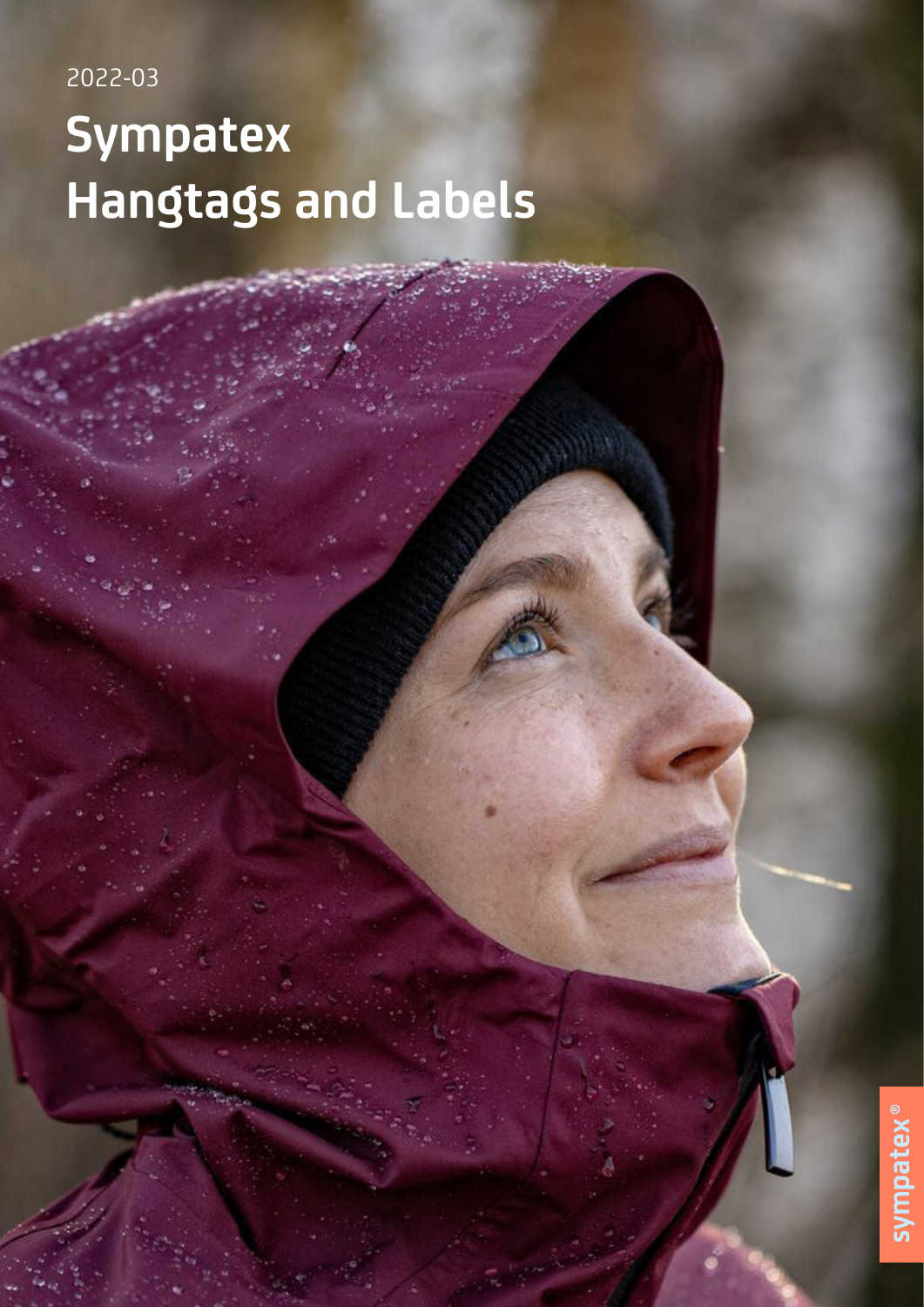2022-03

# Sympatex Hangtags and Labels

sympatex®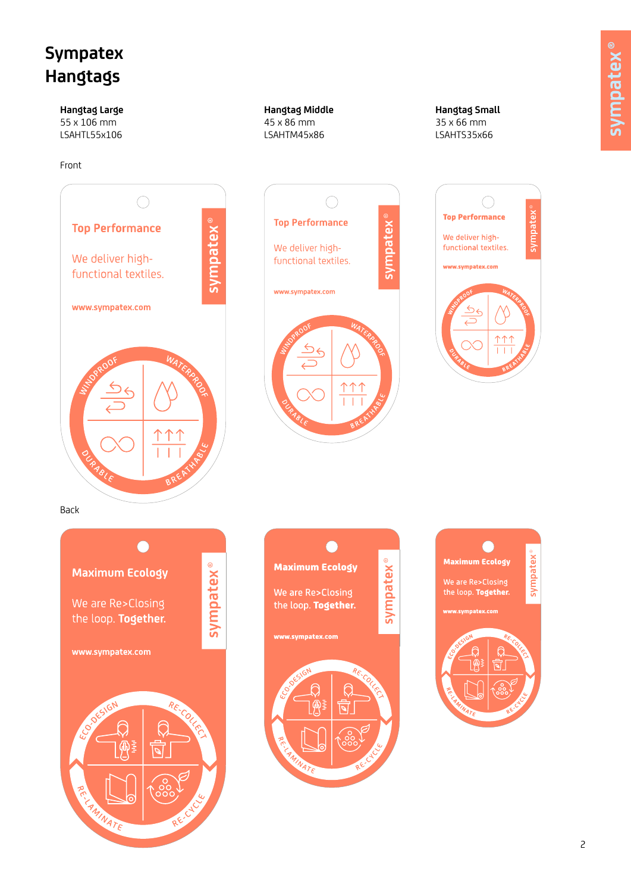# Sympatex Hangtags

**Hangtag Large**
55 x 106 mm
LSAHTL55x106

**Hangtag Middle**
45 x 86 mm
LSAHTM45x86

**Hangtag Small**
35 x 66 mm
LSAHTS35x66

Front

**Top Performance**

We deliver high-functional textiles.

www.sympatex.com

sympatex®

WINDPROOF · WATERPROOF · DURABLE · BREATHABLE

Back

**Maximum Ecology**

We are Re>Closing the loop. **Together.**

www.sympatex.com

sympatex®

ECO-DESIGN · RE-COLLECT · RE-LAMINATE · RE-CYCLE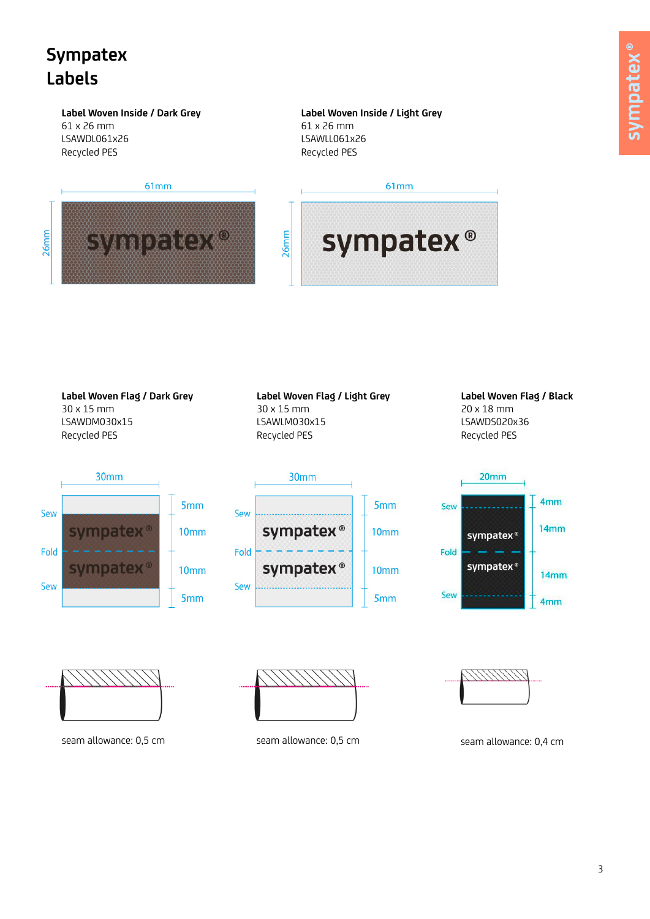# Sympatex Labels

**Label Woven Inside / Dark Grey**
61 x 26 mm
LSAWDL061x26
Recycled PES

**Label Woven Inside / Light Grey**
61 x 26 mm
LSAWLL061x26
Recycled PES

**Label Woven Flag / Dark Grey**
30 x 15 mm
LSAWDM030x15
Recycled PES

seam allowance: 0,5 cm

**Label Woven Flag / Light Grey**
30 x 15 mm
LSAWLM030x15
Recycled PES

seam allowance: 0,5 cm

**Label Woven Flag / Black**
20 x 18 mm
LSAWDS020x36
Recycled PES

seam allowance: 0,4 cm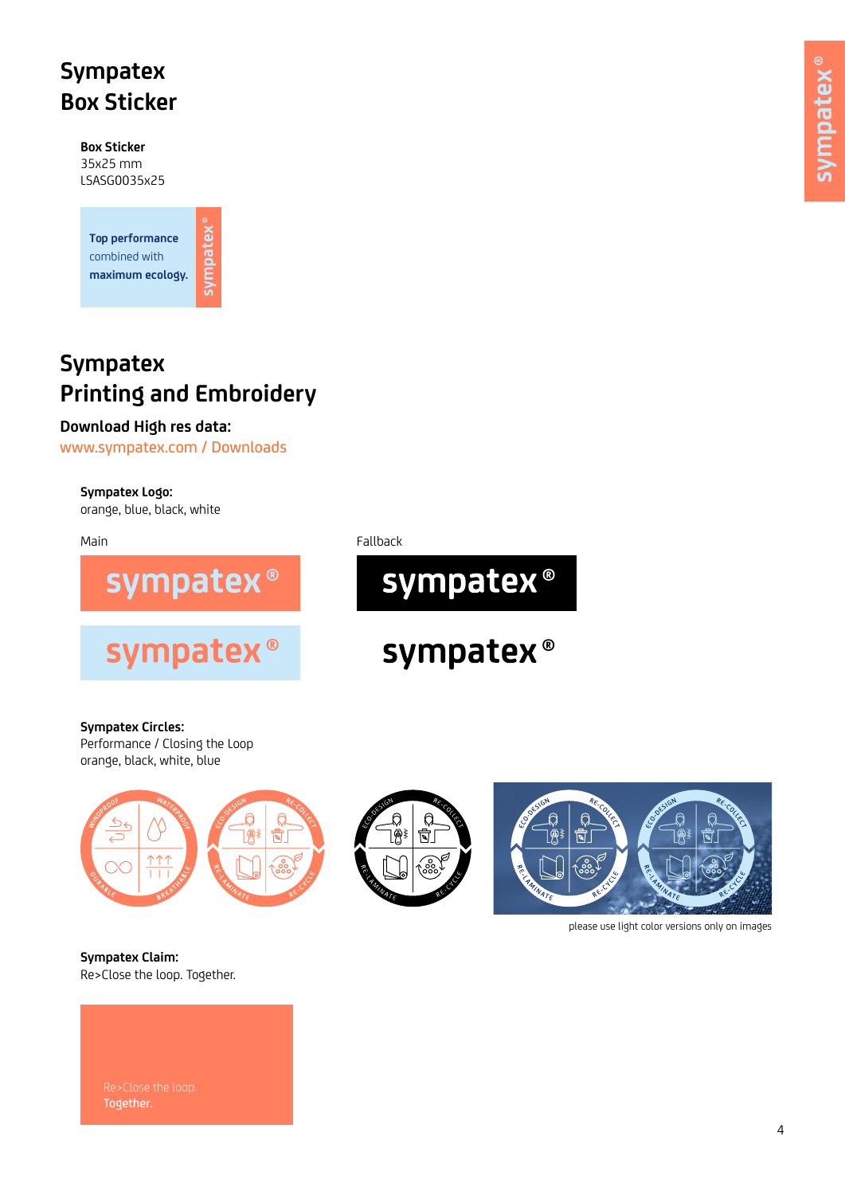# Sympatex Box Sticker

**Box Sticker**
35x25 mm
LSASG0035x25

**Top performance** combined with **maximum ecology.**

sympatex®

# Sympatex Printing and Embroidery

**Download High res data:**
www.sympatex.com / Downloads

**Sympatex Logo:**
orange, blue, black, white

Main

sympatex®

sympatex®

Fallback

sympatex®

sympatex®

**Sympatex Circles:**
Performance / Closing the Loop
orange, black, white, blue

WINDPROOF WATERPROOF DURABLE BREATHABLE

ECO-DESIGN RE-COLLECT RE-LAMINATE RE-CYCLE

please use light color versions only on images

**Sympatex Claim:**
Re>Close the loop. Together.

Re>Close the loop.
**Together.**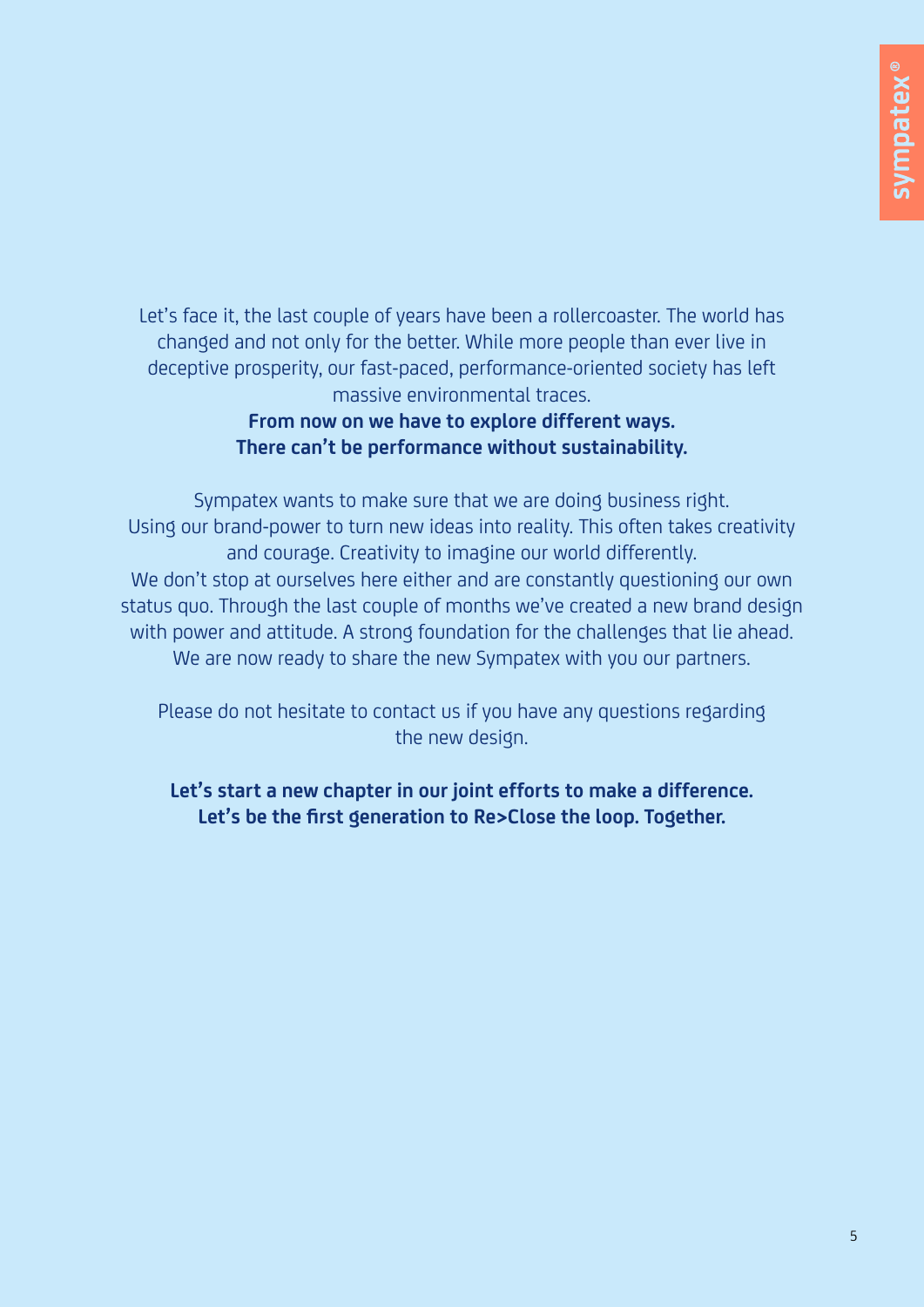Let's face it, the last couple of years have been a rollercoaster. The world has changed and not only for the better. While more people than ever live in deceptive prosperity, our fast-paced, performance-oriented society has left massive environmental traces.
**From now on we have to explore different ways.**
**There can't be performance without sustainability.**

Sympatex wants to make sure that we are doing business right.
Using our brand-power to turn new ideas into reality. This often takes creativity and courage. Creativity to imagine our world differently.
We don't stop at ourselves here either and are constantly questioning our own status quo. Through the last couple of months we've created a new brand design with power and attitude. A strong foundation for the challenges that lie ahead.
We are now ready to share the new Sympatex with you our partners.

Please do not hesitate to contact us if you have any questions regarding the new design.

**Let's start a new chapter in our joint efforts to make a difference.**
**Let's be the first generation to Re>Close the loop. Together.**